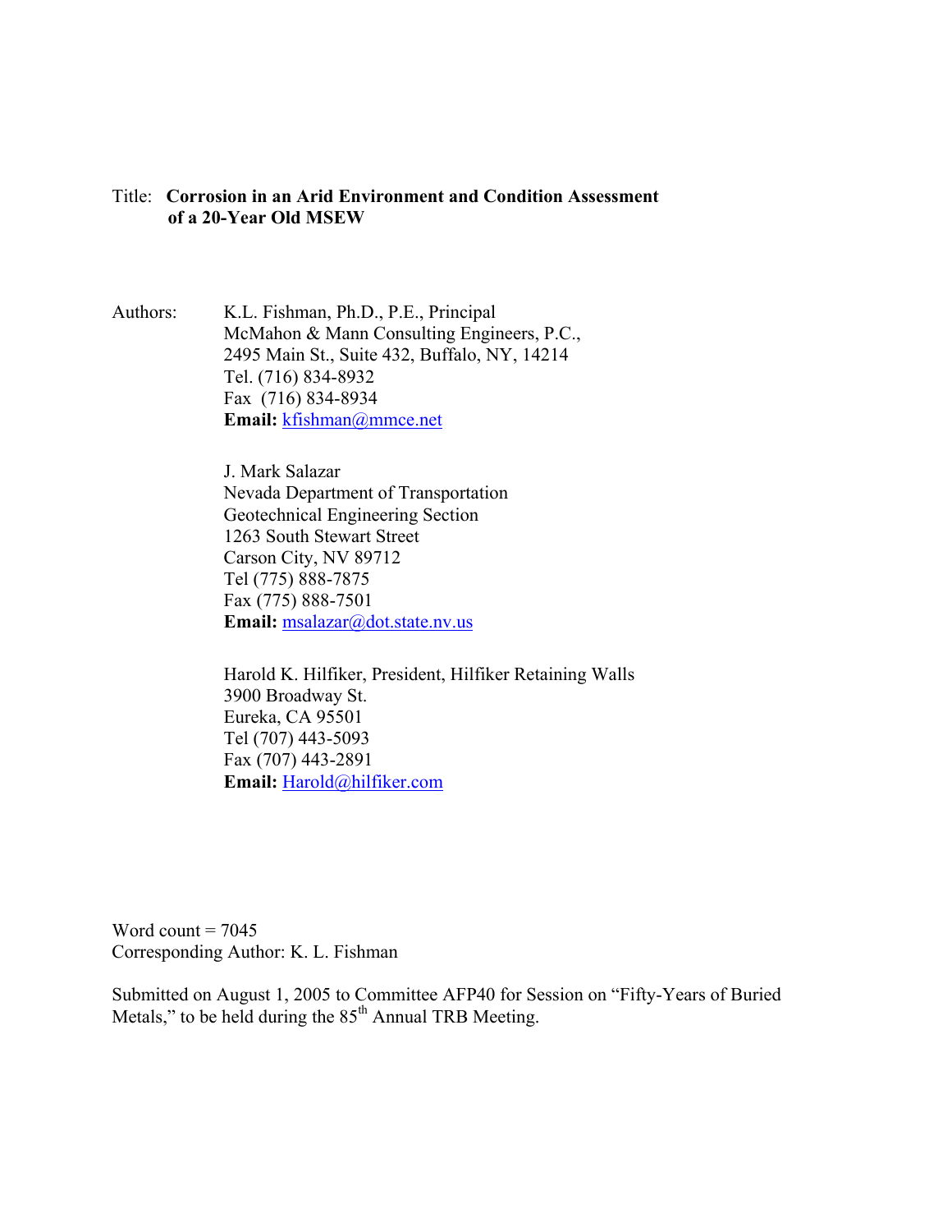Title: **Corrosion in an Arid Environment and Condition Assessment of a 20-Year Old MSEW**

Authors: K.L. Fishman, Ph.D., P.E., Principal
McMahon & Mann Consulting Engineers, P.C.,
2495 Main St., Suite 432, Buffalo, NY, 14214
Tel. (716) 834-8932
Fax (716) 834-8934
**Email:** kfishman@mmce.net

J. Mark Salazar
Nevada Department of Transportation
Geotechnical Engineering Section
1263 South Stewart Street
Carson City, NV 89712
Tel (775) 888-7875
Fax (775) 888-7501
**Email:** msalazar@dot.state.nv.us

Harold K. Hilfiker, President, Hilfiker Retaining Walls
3900 Broadway St.
Eureka, CA 95501
Tel (707) 443-5093
Fax (707) 443-2891
**Email:** Harold@hilfiker.com

Word count = 7045
Corresponding Author: K. L. Fishman

Submitted on August 1, 2005 to Committee AFP40 for Session on "Fifty-Years of Buried Metals," to be held during the 85th Annual TRB Meeting.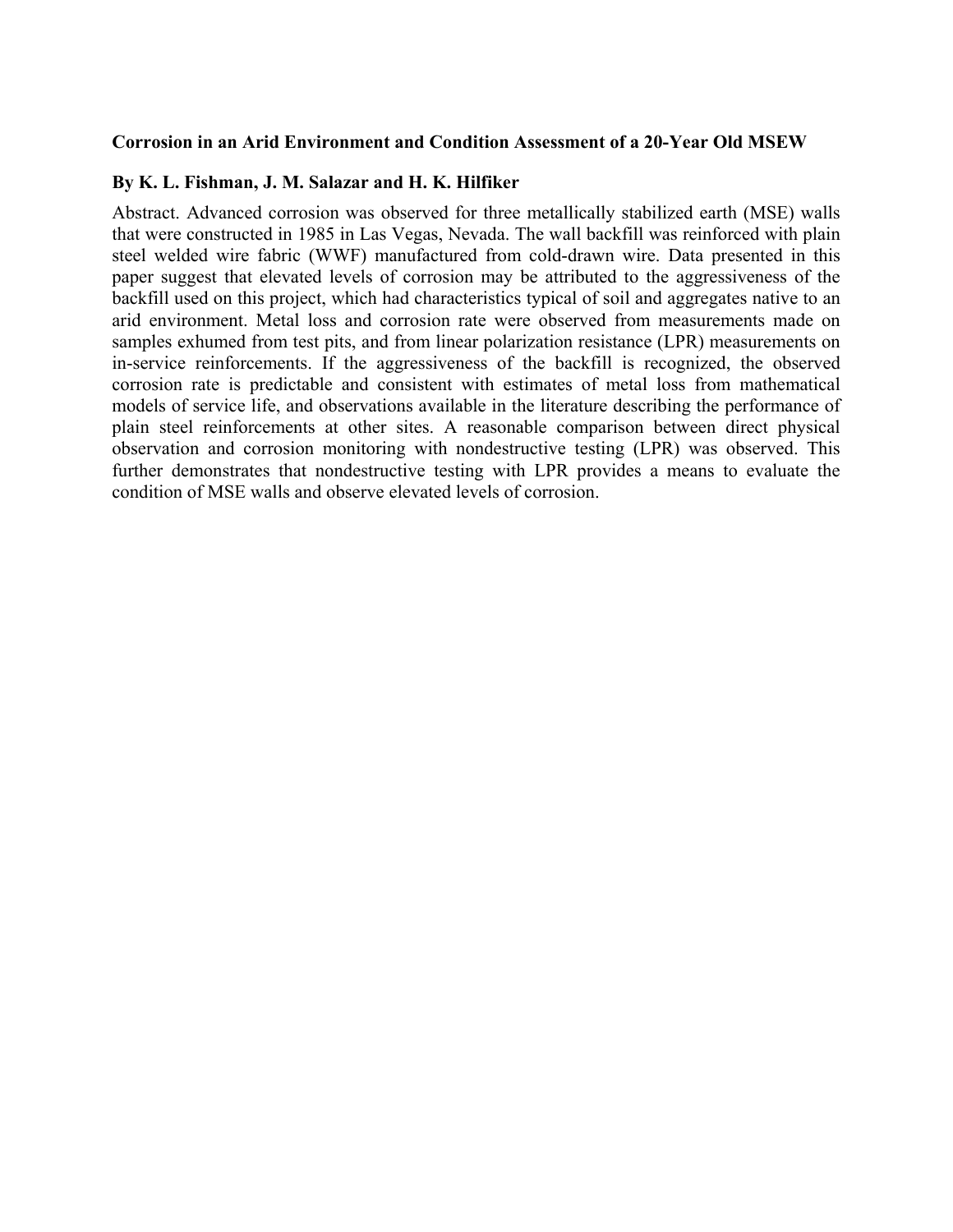**Corrosion in an Arid Environment and Condition Assessment of a 20-Year Old MSEW**

**By K. L. Fishman, J. M. Salazar and H. K. Hilfiker**

Abstract. Advanced corrosion was observed for three metallically stabilized earth (MSE) walls that were constructed in 1985 in Las Vegas, Nevada. The wall backfill was reinforced with plain steel welded wire fabric (WWF) manufactured from cold-drawn wire. Data presented in this paper suggest that elevated levels of corrosion may be attributed to the aggressiveness of the backfill used on this project, which had characteristics typical of soil and aggregates native to an arid environment. Metal loss and corrosion rate were observed from measurements made on samples exhumed from test pits, and from linear polarization resistance (LPR) measurements on in-service reinforcements. If the aggressiveness of the backfill is recognized, the observed corrosion rate is predictable and consistent with estimates of metal loss from mathematical models of service life, and observations available in the literature describing the performance of plain steel reinforcements at other sites. A reasonable comparison between direct physical observation and corrosion monitoring with nondestructive testing (LPR) was observed. This further demonstrates that nondestructive testing with LPR provides a means to evaluate the condition of MSE walls and observe elevated levels of corrosion.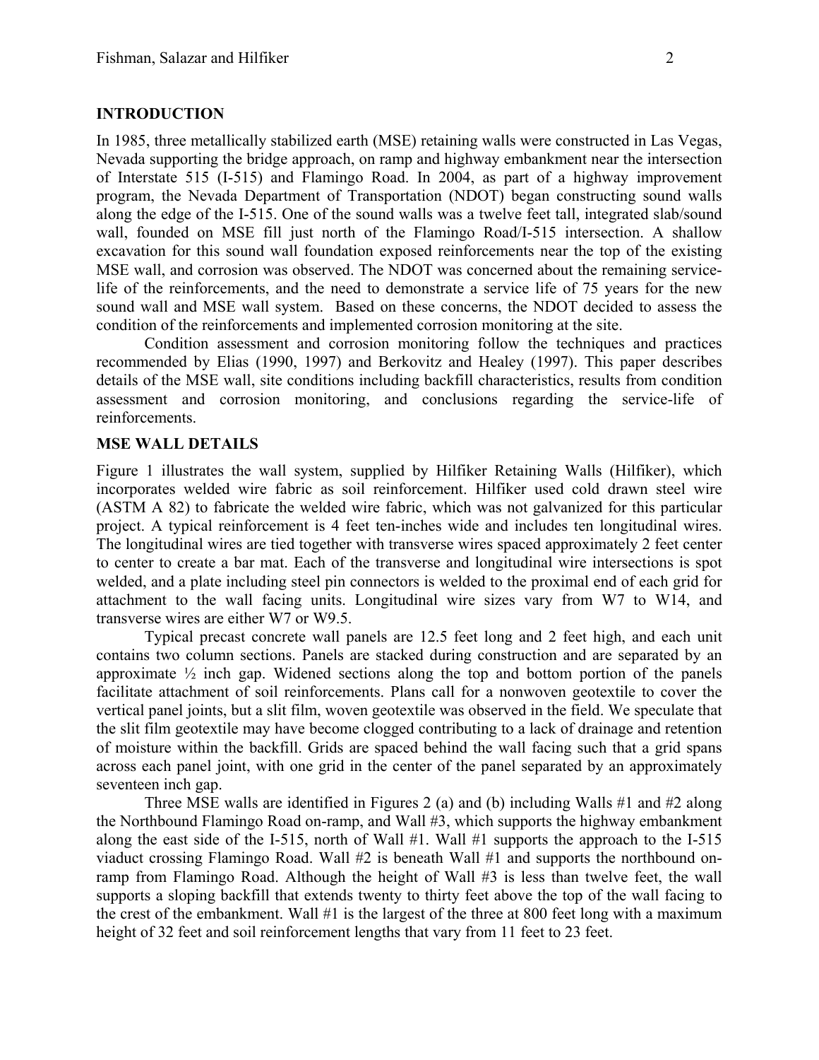## INTRODUCTION

In 1985, three metallically stabilized earth (MSE) retaining walls were constructed in Las Vegas, Nevada supporting the bridge approach, on ramp and highway embankment near the intersection of Interstate 515 (I-515) and Flamingo Road. In 2004, as part of a highway improvement program, the Nevada Department of Transportation (NDOT) began constructing sound walls along the edge of the I-515. One of the sound walls was a twelve feet tall, integrated slab/sound wall, founded on MSE fill just north of the Flamingo Road/I-515 intersection. A shallow excavation for this sound wall foundation exposed reinforcements near the top of the existing MSE wall, and corrosion was observed. The NDOT was concerned about the remaining service-life of the reinforcements, and the need to demonstrate a service life of 75 years for the new sound wall and MSE wall system. Based on these concerns, the NDOT decided to assess the condition of the reinforcements and implemented corrosion monitoring at the site.

Condition assessment and corrosion monitoring follow the techniques and practices recommended by Elias (1990, 1997) and Berkovitz and Healey (1997). This paper describes details of the MSE wall, site conditions including backfill characteristics, results from condition assessment and corrosion monitoring, and conclusions regarding the service-life of reinforcements.

## MSE WALL DETAILS

Figure 1 illustrates the wall system, supplied by Hilfiker Retaining Walls (Hilfiker), which incorporates welded wire fabric as soil reinforcement. Hilfiker used cold drawn steel wire (ASTM A 82) to fabricate the welded wire fabric, which was not galvanized for this particular project. A typical reinforcement is 4 feet ten-inches wide and includes ten longitudinal wires. The longitudinal wires are tied together with transverse wires spaced approximately 2 feet center to center to create a bar mat. Each of the transverse and longitudinal wire intersections is spot welded, and a plate including steel pin connectors is welded to the proximal end of each grid for attachment to the wall facing units. Longitudinal wire sizes vary from W7 to W14, and transverse wires are either W7 or W9.5.

Typical precast concrete wall panels are 12.5 feet long and 2 feet high, and each unit contains two column sections. Panels are stacked during construction and are separated by an approximate ½ inch gap. Widened sections along the top and bottom portion of the panels facilitate attachment of soil reinforcements. Plans call for a nonwoven geotextile to cover the vertical panel joints, but a slit film, woven geotextile was observed in the field. We speculate that the slit film geotextile may have become clogged contributing to a lack of drainage and retention of moisture within the backfill. Grids are spaced behind the wall facing such that a grid spans across each panel joint, with one grid in the center of the panel separated by an approximately seventeen inch gap.

Three MSE walls are identified in Figures 2 (a) and (b) including Walls #1 and #2 along the Northbound Flamingo Road on-ramp, and Wall #3, which supports the highway embankment along the east side of the I-515, north of Wall #1. Wall #1 supports the approach to the I-515 viaduct crossing Flamingo Road. Wall #2 is beneath Wall #1 and supports the northbound on-ramp from Flamingo Road. Although the height of Wall #3 is less than twelve feet, the wall supports a sloping backfill that extends twenty to thirty feet above the top of the wall facing to the crest of the embankment. Wall #1 is the largest of the three at 800 feet long with a maximum height of 32 feet and soil reinforcement lengths that vary from 11 feet to 23 feet.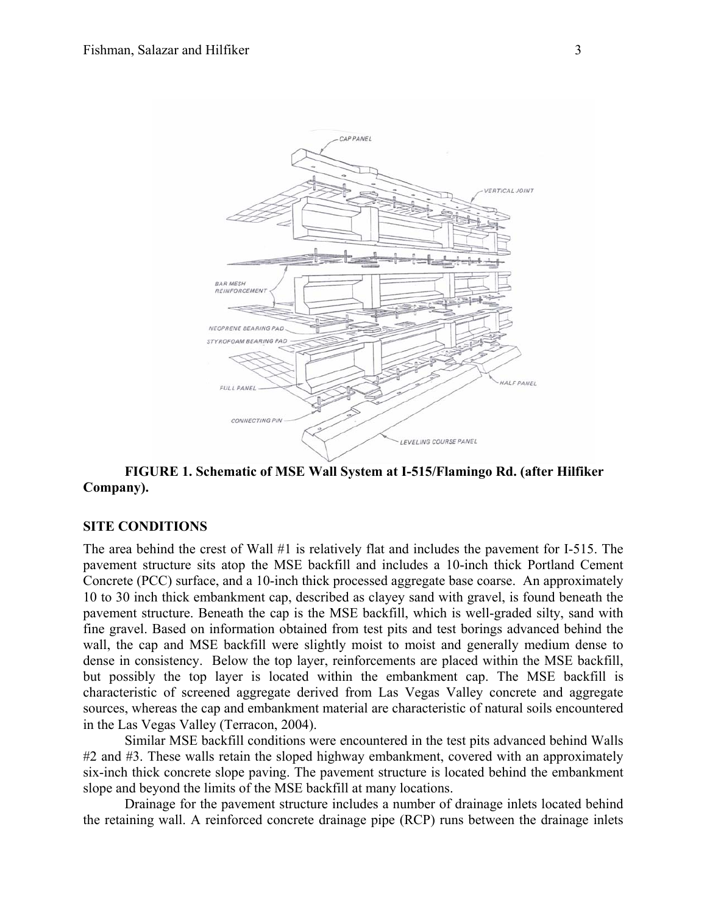**FIGURE 1. Schematic of MSE Wall System at I-515/Flamingo Rd. (after Hilfiker Company).**

## SITE CONDITIONS

The area behind the crest of Wall #1 is relatively flat and includes the pavement for I-515. The pavement structure sits atop the MSE backfill and includes a 10-inch thick Portland Cement Concrete (PCC) surface, and a 10-inch thick processed aggregate base coarse. An approximately 10 to 30 inch thick embankment cap, described as clayey sand with gravel, is found beneath the pavement structure. Beneath the cap is the MSE backfill, which is well-graded silty, sand with fine gravel. Based on information obtained from test pits and test borings advanced behind the wall, the cap and MSE backfill were slightly moist to moist and generally medium dense to dense in consistency. Below the top layer, reinforcements are placed within the MSE backfill, but possibly the top layer is located within the embankment cap. The MSE backfill is characteristic of screened aggregate derived from Las Vegas Valley concrete and aggregate sources, whereas the cap and embankment material are characteristic of natural soils encountered in the Las Vegas Valley (Terracon, 2004).

Similar MSE backfill conditions were encountered in the test pits advanced behind Walls #2 and #3. These walls retain the sloped highway embankment, covered with an approximately six-inch thick concrete slope paving. The pavement structure is located behind the embankment slope and beyond the limits of the MSE backfill at many locations.

Drainage for the pavement structure includes a number of drainage inlets located behind the retaining wall. A reinforced concrete drainage pipe (RCP) runs between the drainage inlets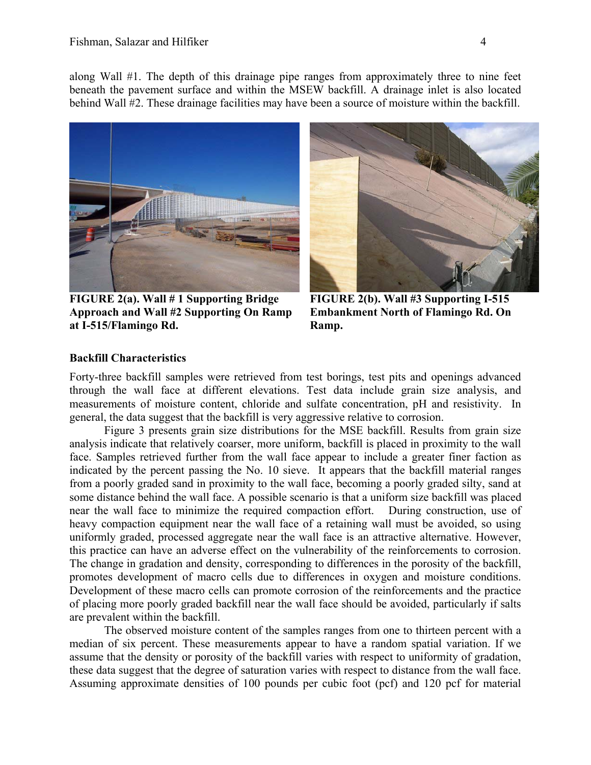along Wall #1. The depth of this drainage pipe ranges from approximately three to nine feet beneath the pavement surface and within the MSEW backfill. A drainage inlet is also located behind Wall #2. These drainage facilities may have been a source of moisture within the backfill.

**FIGURE 2(a). Wall # 1 Supporting Bridge Approach and Wall #2 Supporting On Ramp at I-515/Flamingo Rd.**

**FIGURE 2(b). Wall #3 Supporting I-515 Embankment North of Flamingo Rd. On Ramp.**

### Backfill Characteristics

Forty-three backfill samples were retrieved from test borings, test pits and openings advanced through the wall face at different elevations. Test data include grain size analysis, and measurements of moisture content, chloride and sulfate concentration, pH and resistivity. In general, the data suggest that the backfill is very aggressive relative to corrosion.

Figure 3 presents grain size distributions for the MSE backfill. Results from grain size analysis indicate that relatively coarser, more uniform, backfill is placed in proximity to the wall face. Samples retrieved further from the wall face appear to include a greater finer faction as indicated by the percent passing the No. 10 sieve. It appears that the backfill material ranges from a poorly graded sand in proximity to the wall face, becoming a poorly graded silty, sand at some distance behind the wall face. A possible scenario is that a uniform size backfill was placed near the wall face to minimize the required compaction effort. During construction, use of heavy compaction equipment near the wall face of a retaining wall must be avoided, so using uniformly graded, processed aggregate near the wall face is an attractive alternative. However, this practice can have an adverse effect on the vulnerability of the reinforcements to corrosion. The change in gradation and density, corresponding to differences in the porosity of the backfill, promotes development of macro cells due to differences in oxygen and moisture conditions. Development of these macro cells can promote corrosion of the reinforcements and the practice of placing more poorly graded backfill near the wall face should be avoided, particularly if salts are prevalent within the backfill.

The observed moisture content of the samples ranges from one to thirteen percent with a median of six percent. These measurements appear to have a random spatial variation. If we assume that the density or porosity of the backfill varies with respect to uniformity of gradation, these data suggest that the degree of saturation varies with respect to distance from the wall face. Assuming approximate densities of 100 pounds per cubic foot (pcf) and 120 pcf for material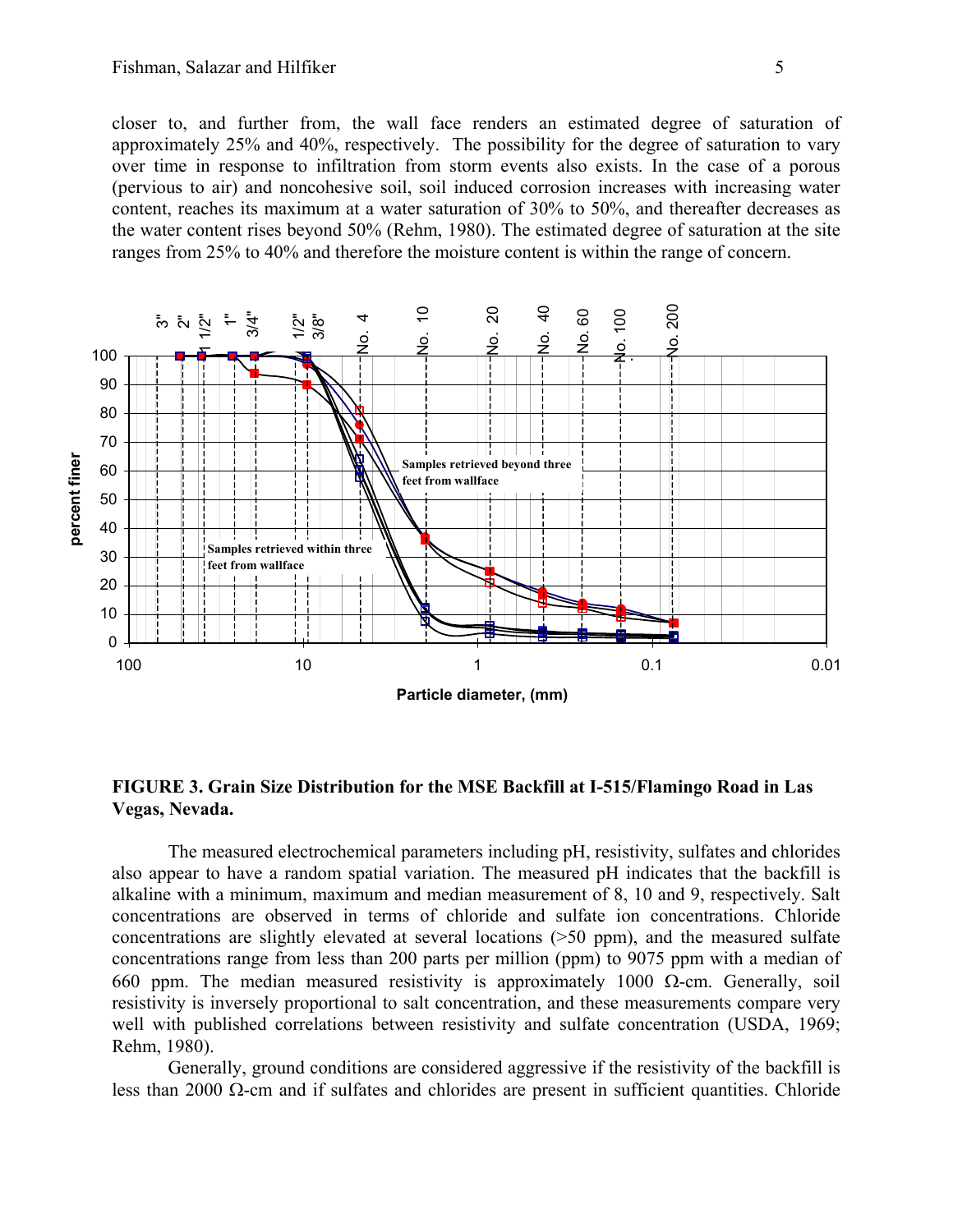closer to, and further from, the wall face renders an estimated degree of saturation of approximately 25% and 40%, respectively. The possibility for the degree of saturation to vary over time in response to infiltration from storm events also exists. In the case of a porous (pervious to air) and noncohesive soil, soil induced corrosion increases with increasing water content, reaches its maximum at a water saturation of 30% to 50%, and thereafter decreases as the water content rises beyond 50% (Rehm, 1980). The estimated degree of saturation at the site ranges from 25% to 40% and therefore the moisture content is within the range of concern.

**FIGURE 3. Grain Size Distribution for the MSE Backfill at I-515/Flamingo Road in Las Vegas, Nevada.**

The measured electrochemical parameters including pH, resistivity, sulfates and chlorides also appear to have a random spatial variation. The measured pH indicates that the backfill is alkaline with a minimum, maximum and median measurement of 8, 10 and 9, respectively. Salt concentrations are observed in terms of chloride and sulfate ion concentrations. Chloride concentrations are slightly elevated at several locations (>50 ppm), and the measured sulfate concentrations range from less than 200 parts per million (ppm) to 9075 ppm with a median of 660 ppm. The median measured resistivity is approximately 1000 Ω-cm. Generally, soil resistivity is inversely proportional to salt concentration, and these measurements compare very well with published correlations between resistivity and sulfate concentration (USDA, 1969; Rehm, 1980).

Generally, ground conditions are considered aggressive if the resistivity of the backfill is less than 2000 Ω-cm and if sulfates and chlorides are present in sufficient quantities. Chloride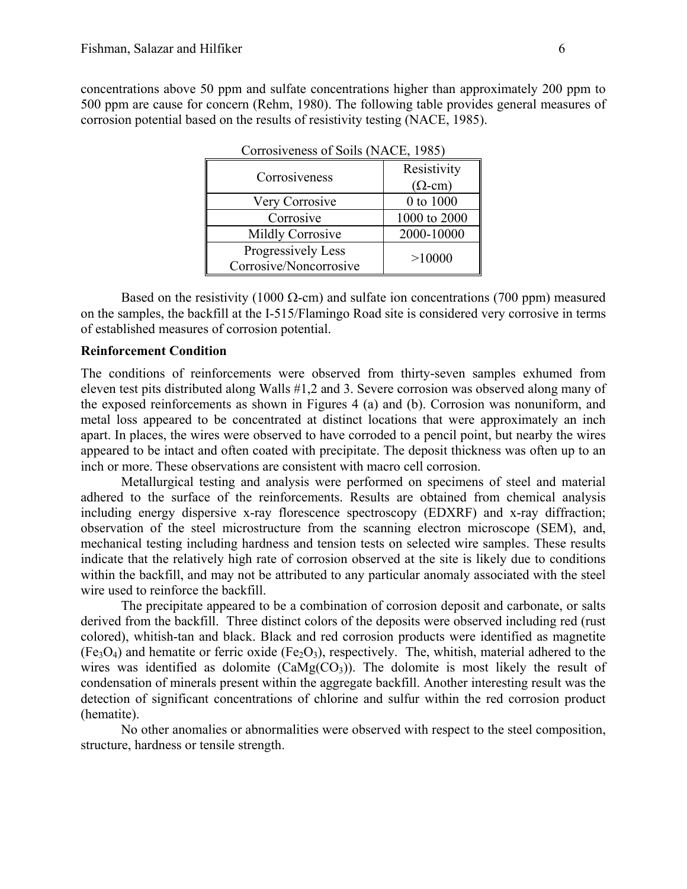concentrations above 50 ppm and sulfate concentrations higher than approximately 200 ppm to 500 ppm are cause for concern (Rehm, 1980). The following table provides general measures of corrosion potential based on the results of resistivity testing (NACE, 1985).

Corrosiveness of Soils (NACE, 1985)

| Corrosiveness | Resistivity ($\Omega$-cm) |
|---|---|
| Very Corrosive | 0 to 1000 |
| Corrosive | 1000 to 2000 |
| Mildly Corrosive | 2000-10000 |
| Progressively Less Corrosive/Noncorrosive | >10000 |

Based on the resistivity (1000 $\Omega$-cm) and sulfate ion concentrations (700 ppm) measured on the samples, the backfill at the I-515/Flamingo Road site is considered very corrosive in terms of established measures of corrosion potential.

**Reinforcement Condition**

The conditions of reinforcements were observed from thirty-seven samples exhumed from eleven test pits distributed along Walls #1,2 and 3. Severe corrosion was observed along many of the exposed reinforcements as shown in Figures 4 (a) and (b). Corrosion was nonuniform, and metal loss appeared to be concentrated at distinct locations that were approximately an inch apart. In places, the wires were observed to have corroded to a pencil point, but nearby the wires appeared to be intact and often coated with precipitate. The deposit thickness was often up to an inch or more. These observations are consistent with macro cell corrosion.

Metallurgical testing and analysis were performed on specimens of steel and material adhered to the surface of the reinforcements. Results are obtained from chemical analysis including energy dispersive x-ray florescence spectroscopy (EDXRF) and x-ray diffraction; observation of the steel microstructure from the scanning electron microscope (SEM), and, mechanical testing including hardness and tension tests on selected wire samples. These results indicate that the relatively high rate of corrosion observed at the site is likely due to conditions within the backfill, and may not be attributed to any particular anomaly associated with the steel wire used to reinforce the backfill.

The precipitate appeared to be a combination of corrosion deposit and carbonate, or salts derived from the backfill. Three distinct colors of the deposits were observed including red (rust colored), whitish-tan and black. Black and red corrosion products were identified as magnetite ($Fe_3O_4$) and hematite or ferric oxide ($Fe_2O_3$), respectively. The, whitish, material adhered to the wires was identified as dolomite ($CaMg(CO_3)$). The dolomite is most likely the result of condensation of minerals present within the aggregate backfill. Another interesting result was the detection of significant concentrations of chlorine and sulfur within the red corrosion product (hematite).

No other anomalies or abnormalities were observed with respect to the steel composition, structure, hardness or tensile strength.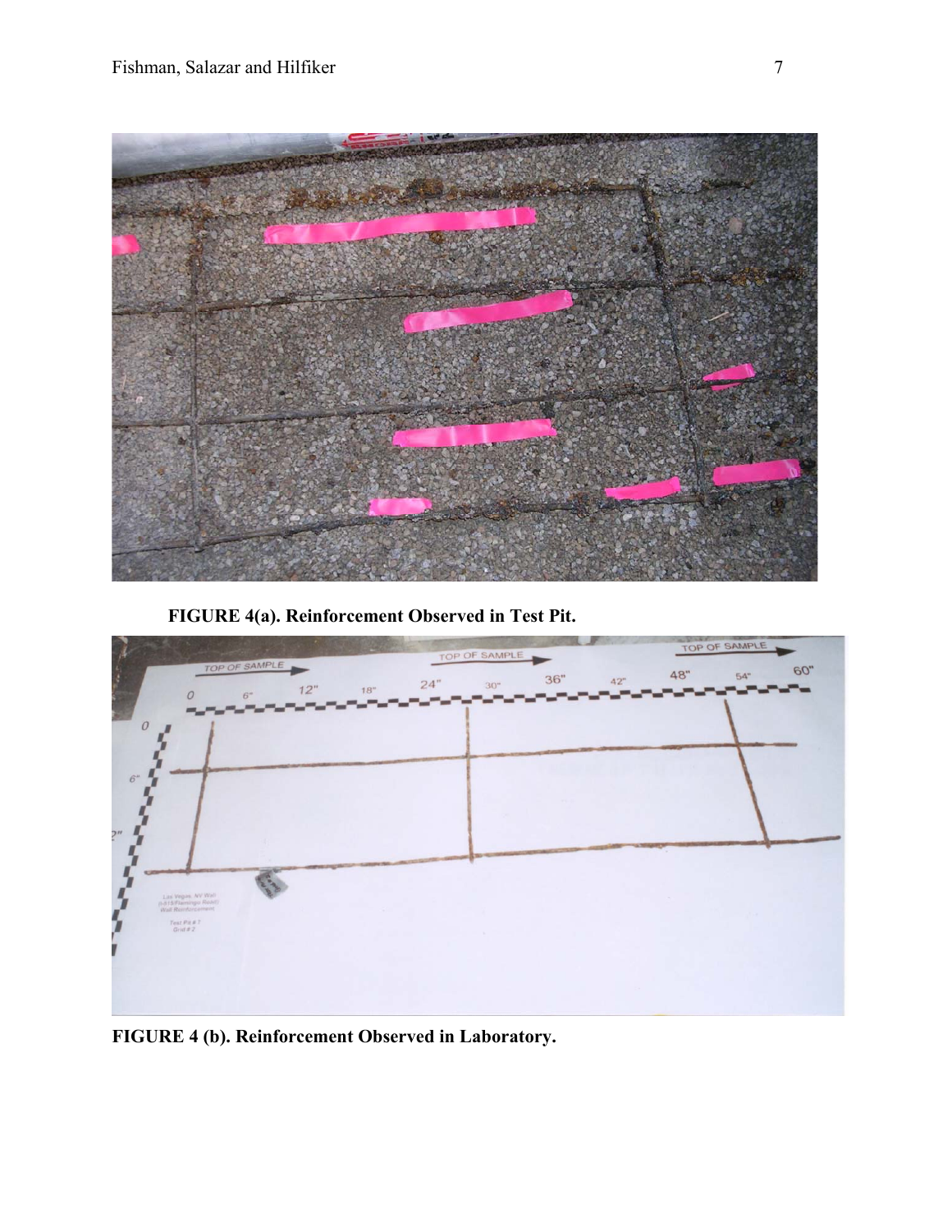**FIGURE 4(a). Reinforcement Observed in Test Pit.**

**FIGURE 4 (b). Reinforcement Observed in Laboratory.**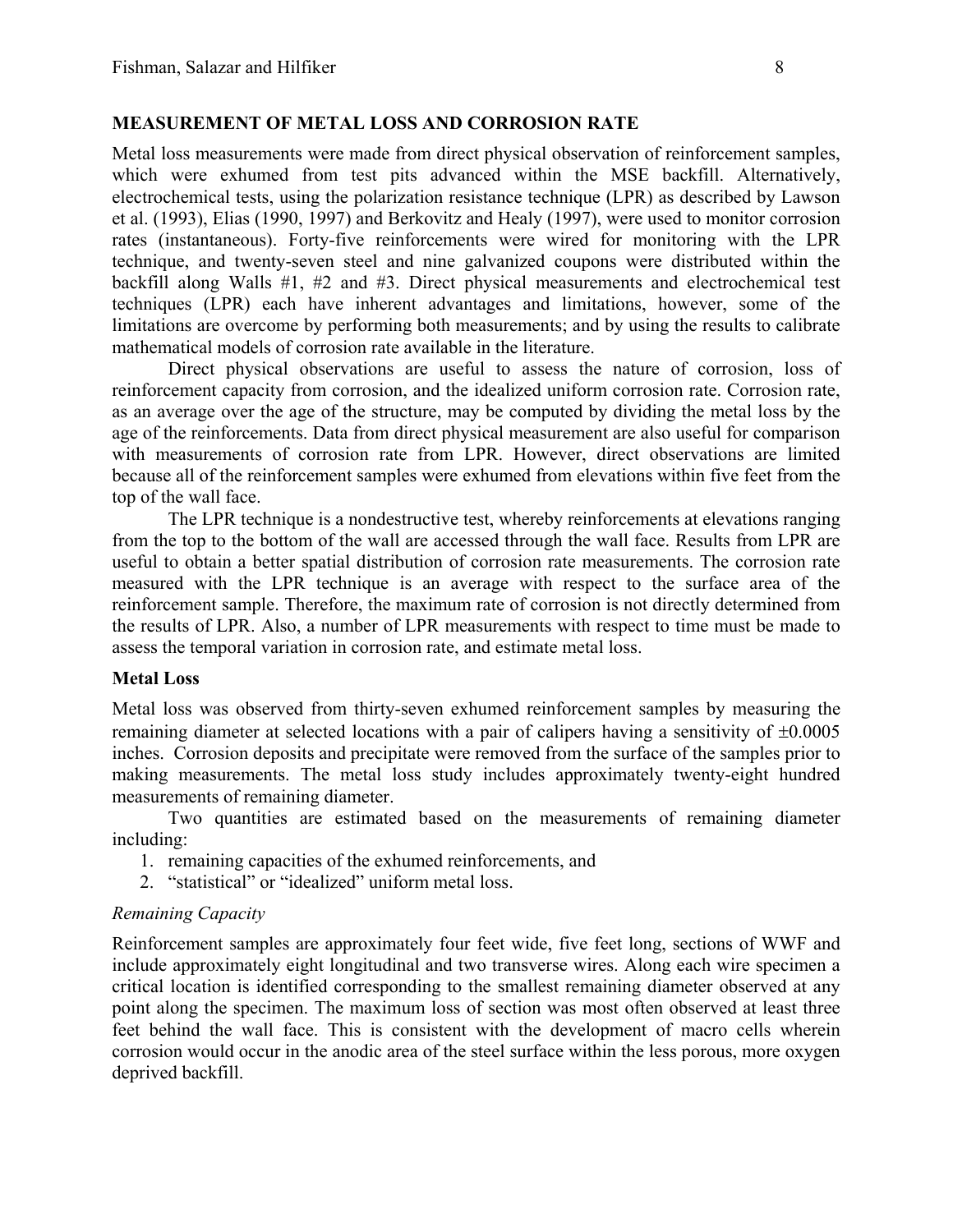## MEASUREMENT OF METAL LOSS AND CORROSION RATE

Metal loss measurements were made from direct physical observation of reinforcement samples, which were exhumed from test pits advanced within the MSE backfill. Alternatively, electrochemical tests, using the polarization resistance technique (LPR) as described by Lawson et al. (1993), Elias (1990, 1997) and Berkovitz and Healy (1997), were used to monitor corrosion rates (instantaneous). Forty-five reinforcements were wired for monitoring with the LPR technique, and twenty-seven steel and nine galvanized coupons were distributed within the backfill along Walls #1, #2 and #3. Direct physical measurements and electrochemical test techniques (LPR) each have inherent advantages and limitations, however, some of the limitations are overcome by performing both measurements; and by using the results to calibrate mathematical models of corrosion rate available in the literature.

Direct physical observations are useful to assess the nature of corrosion, loss of reinforcement capacity from corrosion, and the idealized uniform corrosion rate. Corrosion rate, as an average over the age of the structure, may be computed by dividing the metal loss by the age of the reinforcements. Data from direct physical measurement are also useful for comparison with measurements of corrosion rate from LPR. However, direct observations are limited because all of the reinforcement samples were exhumed from elevations within five feet from the top of the wall face.

The LPR technique is a nondestructive test, whereby reinforcements at elevations ranging from the top to the bottom of the wall are accessed through the wall face. Results from LPR are useful to obtain a better spatial distribution of corrosion rate measurements. The corrosion rate measured with the LPR technique is an average with respect to the surface area of the reinforcement sample. Therefore, the maximum rate of corrosion is not directly determined from the results of LPR. Also, a number of LPR measurements with respect to time must be made to assess the temporal variation in corrosion rate, and estimate metal loss.

### Metal Loss

Metal loss was observed from thirty-seven exhumed reinforcement samples by measuring the remaining diameter at selected locations with a pair of calipers having a sensitivity of ±0.0005 inches. Corrosion deposits and precipitate were removed from the surface of the samples prior to making measurements. The metal loss study includes approximately twenty-eight hundred measurements of remaining diameter.

Two quantities are estimated based on the measurements of remaining diameter including:

1. remaining capacities of the exhumed reinforcements, and
2. "statistical" or "idealized" uniform metal loss.

#### *Remaining Capacity*

Reinforcement samples are approximately four feet wide, five feet long, sections of WWF and include approximately eight longitudinal and two transverse wires. Along each wire specimen a critical location is identified corresponding to the smallest remaining diameter observed at any point along the specimen. The maximum loss of section was most often observed at least three feet behind the wall face. This is consistent with the development of macro cells wherein corrosion would occur in the anodic area of the steel surface within the less porous, more oxygen deprived backfill.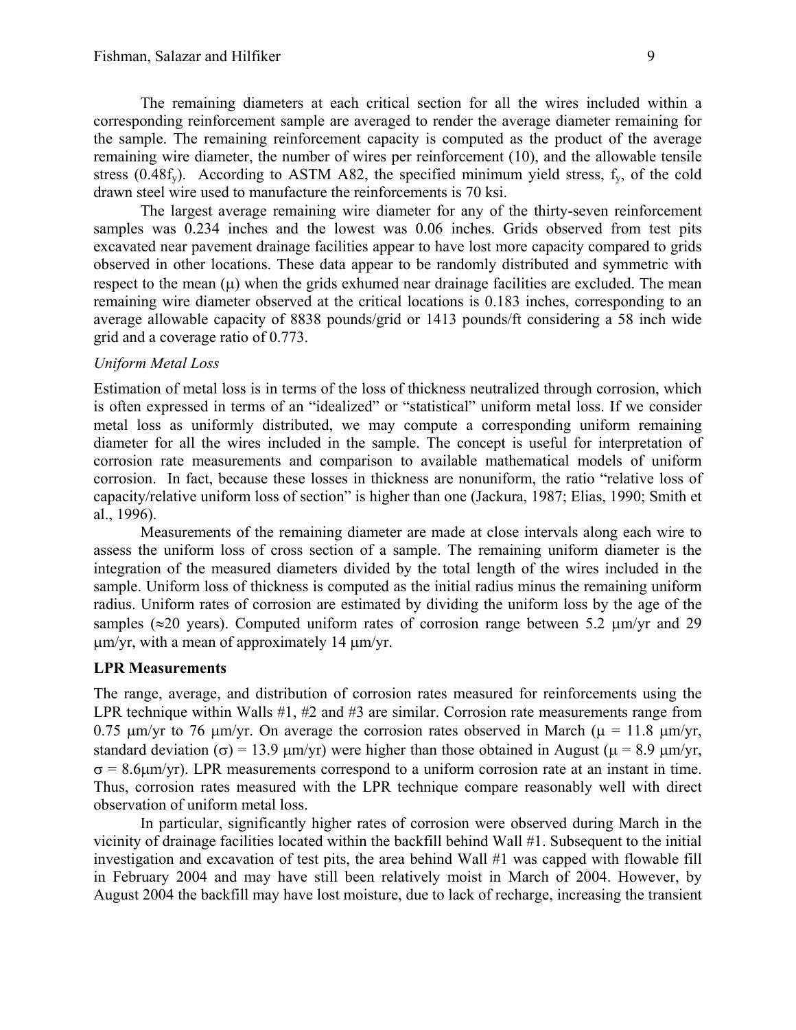The remaining diameters at each critical section for all the wires included within a corresponding reinforcement sample are averaged to render the average diameter remaining for the sample. The remaining reinforcement capacity is computed as the product of the average remaining wire diameter, the number of wires per reinforcement (10), and the allowable tensile stress ($0.48f_y$). According to ASTM A82, the specified minimum yield stress, $f_y$, of the cold drawn steel wire used to manufacture the reinforcements is 70 ksi.

The largest average remaining wire diameter for any of the thirty-seven reinforcement samples was 0.234 inches and the lowest was 0.06 inches. Grids observed from test pits excavated near pavement drainage facilities appear to have lost more capacity compared to grids observed in other locations. These data appear to be randomly distributed and symmetric with respect to the mean ($\mu$) when the grids exhumed near drainage facilities are excluded. The mean remaining wire diameter observed at the critical locations is 0.183 inches, corresponding to an average allowable capacity of 8838 pounds/grid or 1413 pounds/ft considering a 58 inch wide grid and a coverage ratio of 0.773.

*Uniform Metal Loss*

Estimation of metal loss is in terms of the loss of thickness neutralized through corrosion, which is often expressed in terms of an "idealized" or "statistical" uniform metal loss. If we consider metal loss as uniformly distributed, we may compute a corresponding uniform remaining diameter for all the wires included in the sample. The concept is useful for interpretation of corrosion rate measurements and comparison to available mathematical models of uniform corrosion. In fact, because these losses in thickness are nonuniform, the ratio "relative loss of capacity/relative uniform loss of section" is higher than one (Jackura, 1987; Elias, 1990; Smith et al., 1996).

Measurements of the remaining diameter are made at close intervals along each wire to assess the uniform loss of cross section of a sample. The remaining uniform diameter is the integration of the measured diameters divided by the total length of the wires included in the sample. Uniform loss of thickness is computed as the initial radius minus the remaining uniform radius. Uniform rates of corrosion are estimated by dividing the uniform loss by the age of the samples ($\approx$20 years). Computed uniform rates of corrosion range between 5.2 $\mu$m/yr and 29 $\mu$m/yr, with a mean of approximately 14 $\mu$m/yr.

**LPR Measurements**

The range, average, and distribution of corrosion rates measured for reinforcements using the LPR technique within Walls #1, #2 and #3 are similar. Corrosion rate measurements range from 0.75 $\mu$m/yr to 76 $\mu$m/yr. On average the corrosion rates observed in March ($\mu$ = 11.8 $\mu$m/yr, standard deviation ($\sigma$) = 13.9 $\mu$m/yr) were higher than those obtained in August ($\mu$ = 8.9 $\mu$m/yr, $\sigma$ = 8.6$\mu$m/yr). LPR measurements correspond to a uniform corrosion rate at an instant in time. Thus, corrosion rates measured with the LPR technique compare reasonably well with direct observation of uniform metal loss.

In particular, significantly higher rates of corrosion were observed during March in the vicinity of drainage facilities located within the backfill behind Wall #1. Subsequent to the initial investigation and excavation of test pits, the area behind Wall #1 was capped with flowable fill in February 2004 and may have still been relatively moist in March of 2004. However, by August 2004 the backfill may have lost moisture, due to lack of recharge, increasing the transient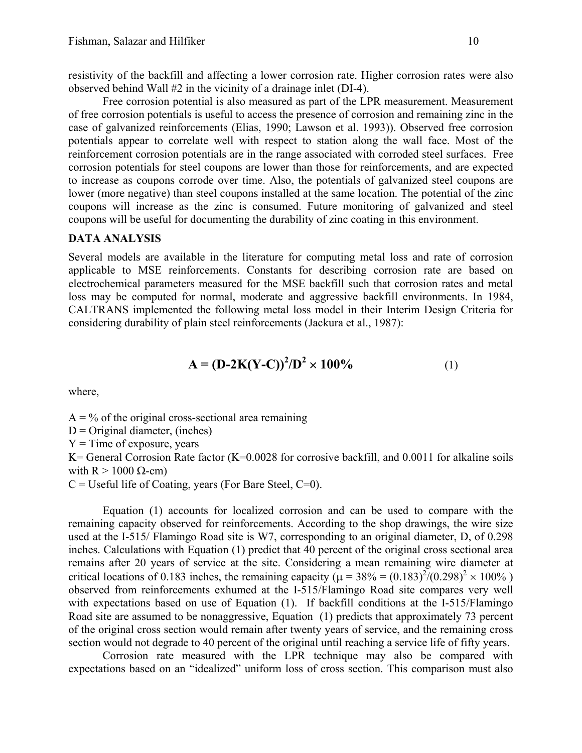resistivity of the backfill and affecting a lower corrosion rate. Higher corrosion rates were also observed behind Wall #2 in the vicinity of a drainage inlet (DI-4).

Free corrosion potential is also measured as part of the LPR measurement. Measurement of free corrosion potentials is useful to access the presence of corrosion and remaining zinc in the case of galvanized reinforcements (Elias, 1990; Lawson et al. 1993)). Observed free corrosion potentials appear to correlate well with respect to station along the wall face. Most of the reinforcement corrosion potentials are in the range associated with corroded steel surfaces. Free corrosion potentials for steel coupons are lower than those for reinforcements, and are expected to increase as coupons corrode over time. Also, the potentials of galvanized steel coupons are lower (more negative) than steel coupons installed at the same location. The potential of the zinc coupons will increase as the zinc is consumed. Future monitoring of galvanized and steel coupons will be useful for documenting the durability of zinc coating in this environment.

## DATA ANALYSIS

Several models are available in the literature for computing metal loss and rate of corrosion applicable to MSE reinforcements. Constants for describing corrosion rate are based on electrochemical parameters measured for the MSE backfill such that corrosion rates and metal loss may be computed for normal, moderate and aggressive backfill environments. In 1984, CALTRANS implemented the following metal loss model in their Interim Design Criteria for considering durability of plain steel reinforcements (Jackura et al., 1987):

$$\mathbf{A = (D-2K(Y-C))^2/D^2 \times 100\%} \qquad (1)$$

where,

A = % of the original cross-sectional area remaining
D = Original diameter, (inches)
Y = Time of exposure, years
K= General Corrosion Rate factor (K=0.0028 for corrosive backfill, and 0.0011 for alkaline soils with R > 1000 Ω-cm)
C = Useful life of Coating, years (For Bare Steel, C=0).

Equation (1) accounts for localized corrosion and can be used to compare with the remaining capacity observed for reinforcements. According to the shop drawings, the wire size used at the I-515/ Flamingo Road site is W7, corresponding to an original diameter, D, of 0.298 inches. Calculations with Equation (1) predict that 40 percent of the original cross sectional area remains after 20 years of service at the site. Considering a mean remaining wire diameter at critical locations of 0.183 inches, the remaining capacity ($\mu = 38\% = (0.183)^2/(0.298)^2 \times 100\%$ ) observed from reinforcements exhumed at the I-515/Flamingo Road site compares very well with expectations based on use of Equation (1). If backfill conditions at the I-515/Flamingo Road site are assumed to be nonaggressive, Equation (1) predicts that approximately 73 percent of the original cross section would remain after twenty years of service, and the remaining cross section would not degrade to 40 percent of the original until reaching a service life of fifty years.

Corrosion rate measured with the LPR technique may also be compared with expectations based on an "idealized" uniform loss of cross section. This comparison must also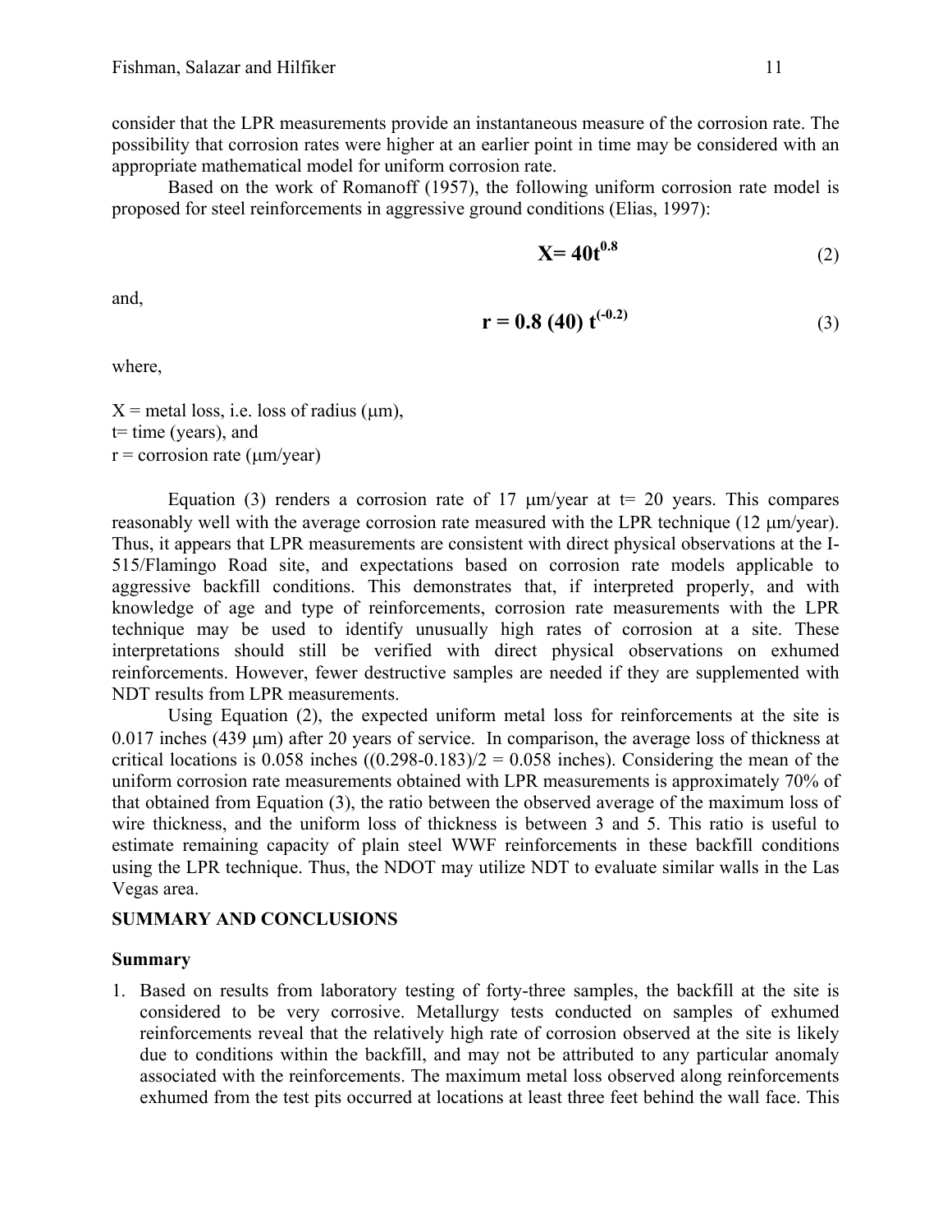consider that the LPR measurements provide an instantaneous measure of the corrosion rate. The possibility that corrosion rates were higher at an earlier point in time may be considered with an appropriate mathematical model for uniform corrosion rate.

Based on the work of Romanoff (1957), the following uniform corrosion rate model is proposed for steel reinforcements in aggressive ground conditions (Elias, 1997):

$$\mathbf{X = 40t^{0.8}} \tag{2}$$

and,

$$\mathbf{r = 0.8\ (40)\ t^{(-0.2)}} \tag{3}$$

where,

X = metal loss, i.e. loss of radius (μm),
t= time (years), and
r = corrosion rate (μm/year)

Equation (3) renders a corrosion rate of 17 μm/year at t= 20 years. This compares reasonably well with the average corrosion rate measured with the LPR technique (12 μm/year). Thus, it appears that LPR measurements are consistent with direct physical observations at the I-515/Flamingo Road site, and expectations based on corrosion rate models applicable to aggressive backfill conditions. This demonstrates that, if interpreted properly, and with knowledge of age and type of reinforcements, corrosion rate measurements with the LPR technique may be used to identify unusually high rates of corrosion at a site. These interpretations should still be verified with direct physical observations on exhumed reinforcements. However, fewer destructive samples are needed if they are supplemented with NDT results from LPR measurements.

Using Equation (2), the expected uniform metal loss for reinforcements at the site is 0.017 inches (439 μm) after 20 years of service. In comparison, the average loss of thickness at critical locations is 0.058 inches ((0.298-0.183)/2 = 0.058 inches). Considering the mean of the uniform corrosion rate measurements obtained with LPR measurements is approximately 70% of that obtained from Equation (3), the ratio between the observed average of the maximum loss of wire thickness, and the uniform loss of thickness is between 3 and 5. This ratio is useful to estimate remaining capacity of plain steel WWF reinforcements in these backfill conditions using the LPR technique. Thus, the NDOT may utilize NDT to evaluate similar walls in the Las Vegas area.

## SUMMARY AND CONCLUSIONS

### Summary

1. Based on results from laboratory testing of forty-three samples, the backfill at the site is considered to be very corrosive. Metallurgy tests conducted on samples of exhumed reinforcements reveal that the relatively high rate of corrosion observed at the site is likely due to conditions within the backfill, and may not be attributed to any particular anomaly associated with the reinforcements. The maximum metal loss observed along reinforcements exhumed from the test pits occurred at locations at least three feet behind the wall face. This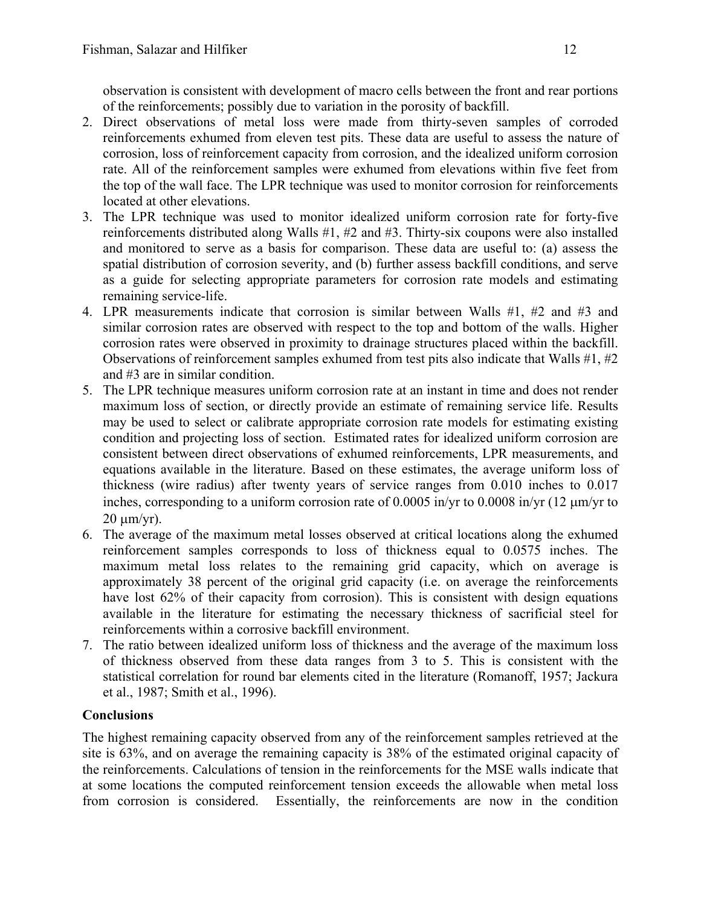observation is consistent with development of macro cells between the front and rear portions of the reinforcements; possibly due to variation in the porosity of backfill.

2. Direct observations of metal loss were made from thirty-seven samples of corroded reinforcements exhumed from eleven test pits. These data are useful to assess the nature of corrosion, loss of reinforcement capacity from corrosion, and the idealized uniform corrosion rate. All of the reinforcement samples were exhumed from elevations within five feet from the top of the wall face. The LPR technique was used to monitor corrosion for reinforcements located at other elevations.
3. The LPR technique was used to monitor idealized uniform corrosion rate for forty-five reinforcements distributed along Walls #1, #2 and #3. Thirty-six coupons were also installed and monitored to serve as a basis for comparison. These data are useful to: (a) assess the spatial distribution of corrosion severity, and (b) further assess backfill conditions, and serve as a guide for selecting appropriate parameters for corrosion rate models and estimating remaining service-life.
4. LPR measurements indicate that corrosion is similar between Walls #1, #2 and #3 and similar corrosion rates are observed with respect to the top and bottom of the walls. Higher corrosion rates were observed in proximity to drainage structures placed within the backfill. Observations of reinforcement samples exhumed from test pits also indicate that Walls #1, #2 and #3 are in similar condition.
5. The LPR technique measures uniform corrosion rate at an instant in time and does not render maximum loss of section, or directly provide an estimate of remaining service life. Results may be used to select or calibrate appropriate corrosion rate models for estimating existing condition and projecting loss of section. Estimated rates for idealized uniform corrosion are consistent between direct observations of exhumed reinforcements, LPR measurements, and equations available in the literature. Based on these estimates, the average uniform loss of thickness (wire radius) after twenty years of service ranges from 0.010 inches to 0.017 inches, corresponding to a uniform corrosion rate of 0.0005 in/yr to 0.0008 in/yr (12 μm/yr to 20 μm/yr).
6. The average of the maximum metal losses observed at critical locations along the exhumed reinforcement samples corresponds to loss of thickness equal to 0.0575 inches. The maximum metal loss relates to the remaining grid capacity, which on average is approximately 38 percent of the original grid capacity (i.e. on average the reinforcements have lost 62% of their capacity from corrosion). This is consistent with design equations available in the literature for estimating the necessary thickness of sacrificial steel for reinforcements within a corrosive backfill environment.
7. The ratio between idealized uniform loss of thickness and the average of the maximum loss of thickness observed from these data ranges from 3 to 5. This is consistent with the statistical correlation for round bar elements cited in the literature (Romanoff, 1957; Jackura et al., 1987; Smith et al., 1996).

**Conclusions**

The highest remaining capacity observed from any of the reinforcement samples retrieved at the site is 63%, and on average the remaining capacity is 38% of the estimated original capacity of the reinforcements. Calculations of tension in the reinforcements for the MSE walls indicate that at some locations the computed reinforcement tension exceeds the allowable when metal loss from corrosion is considered. Essentially, the reinforcements are now in the condition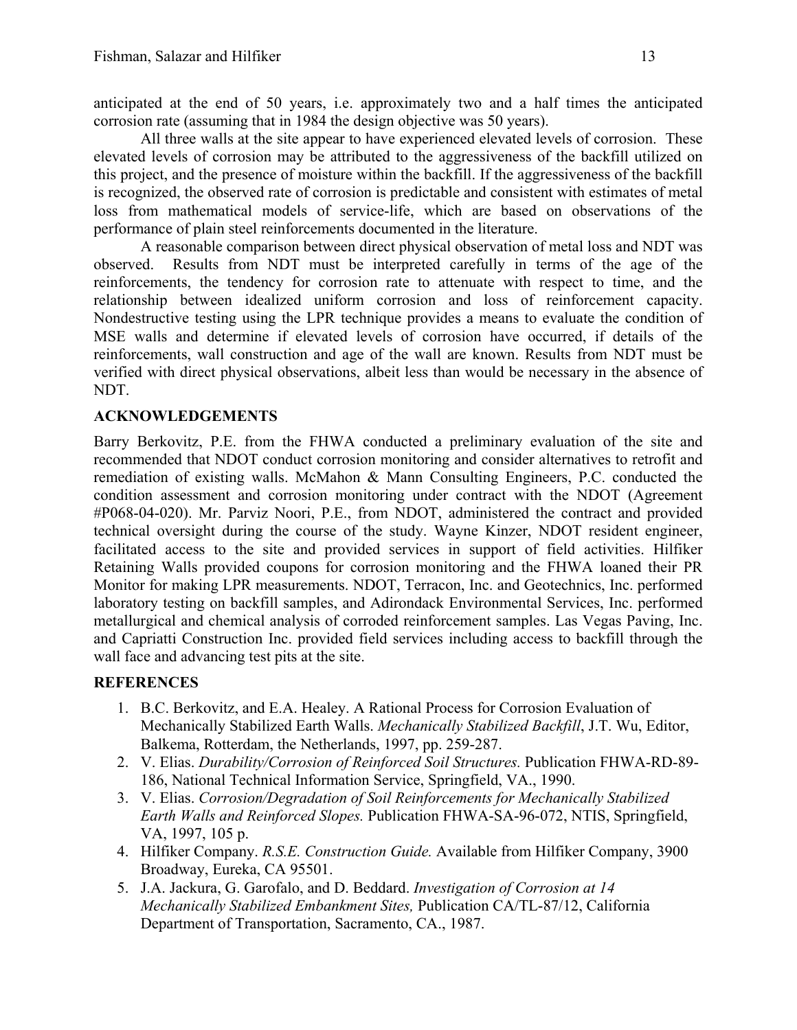anticipated at the end of 50 years, i.e. approximately two and a half times the anticipated corrosion rate (assuming that in 1984 the design objective was 50 years).

All three walls at the site appear to have experienced elevated levels of corrosion. These elevated levels of corrosion may be attributed to the aggressiveness of the backfill utilized on this project, and the presence of moisture within the backfill. If the aggressiveness of the backfill is recognized, the observed rate of corrosion is predictable and consistent with estimates of metal loss from mathematical models of service-life, which are based on observations of the performance of plain steel reinforcements documented in the literature.

A reasonable comparison between direct physical observation of metal loss and NDT was observed. Results from NDT must be interpreted carefully in terms of the age of the reinforcements, the tendency for corrosion rate to attenuate with respect to time, and the relationship between idealized uniform corrosion and loss of reinforcement capacity. Nondestructive testing using the LPR technique provides a means to evaluate the condition of MSE walls and determine if elevated levels of corrosion have occurred, if details of the reinforcements, wall construction and age of the wall are known. Results from NDT must be verified with direct physical observations, albeit less than would be necessary in the absence of NDT.

## ACKNOWLEDGEMENTS

Barry Berkovitz, P.E. from the FHWA conducted a preliminary evaluation of the site and recommended that NDOT conduct corrosion monitoring and consider alternatives to retrofit and remediation of existing walls. McMahon & Mann Consulting Engineers, P.C. conducted the condition assessment and corrosion monitoring under contract with the NDOT (Agreement #P068-04-020). Mr. Parviz Noori, P.E., from NDOT, administered the contract and provided technical oversight during the course of the study. Wayne Kinzer, NDOT resident engineer, facilitated access to the site and provided services in support of field activities. Hilfiker Retaining Walls provided coupons for corrosion monitoring and the FHWA loaned their PR Monitor for making LPR measurements. NDOT, Terracon, Inc. and Geotechnics, Inc. performed laboratory testing on backfill samples, and Adirondack Environmental Services, Inc. performed metallurgical and chemical analysis of corroded reinforcement samples. Las Vegas Paving, Inc. and Capriatti Construction Inc. provided field services including access to backfill through the wall face and advancing test pits at the site.

## REFERENCES

1. B.C. Berkovitz, and E.A. Healey. A Rational Process for Corrosion Evaluation of Mechanically Stabilized Earth Walls. *Mechanically Stabilized Backfill*, J.T. Wu, Editor, Balkema, Rotterdam, the Netherlands, 1997, pp. 259-287.
2. V. Elias. *Durability/Corrosion of Reinforced Soil Structures.* Publication FHWA-RD-89-186, National Technical Information Service, Springfield, VA., 1990.
3. V. Elias. *Corrosion/Degradation of Soil Reinforcements for Mechanically Stabilized Earth Walls and Reinforced Slopes.* Publication FHWA-SA-96-072, NTIS, Springfield, VA, 1997, 105 p.
4. Hilfiker Company. *R.S.E. Construction Guide.* Available from Hilfiker Company, 3900 Broadway, Eureka, CA 95501.
5. J.A. Jackura, G. Garofalo, and D. Beddard. *Investigation of Corrosion at 14 Mechanically Stabilized Embankment Sites,* Publication CA/TL-87/12, California Department of Transportation, Sacramento, CA., 1987.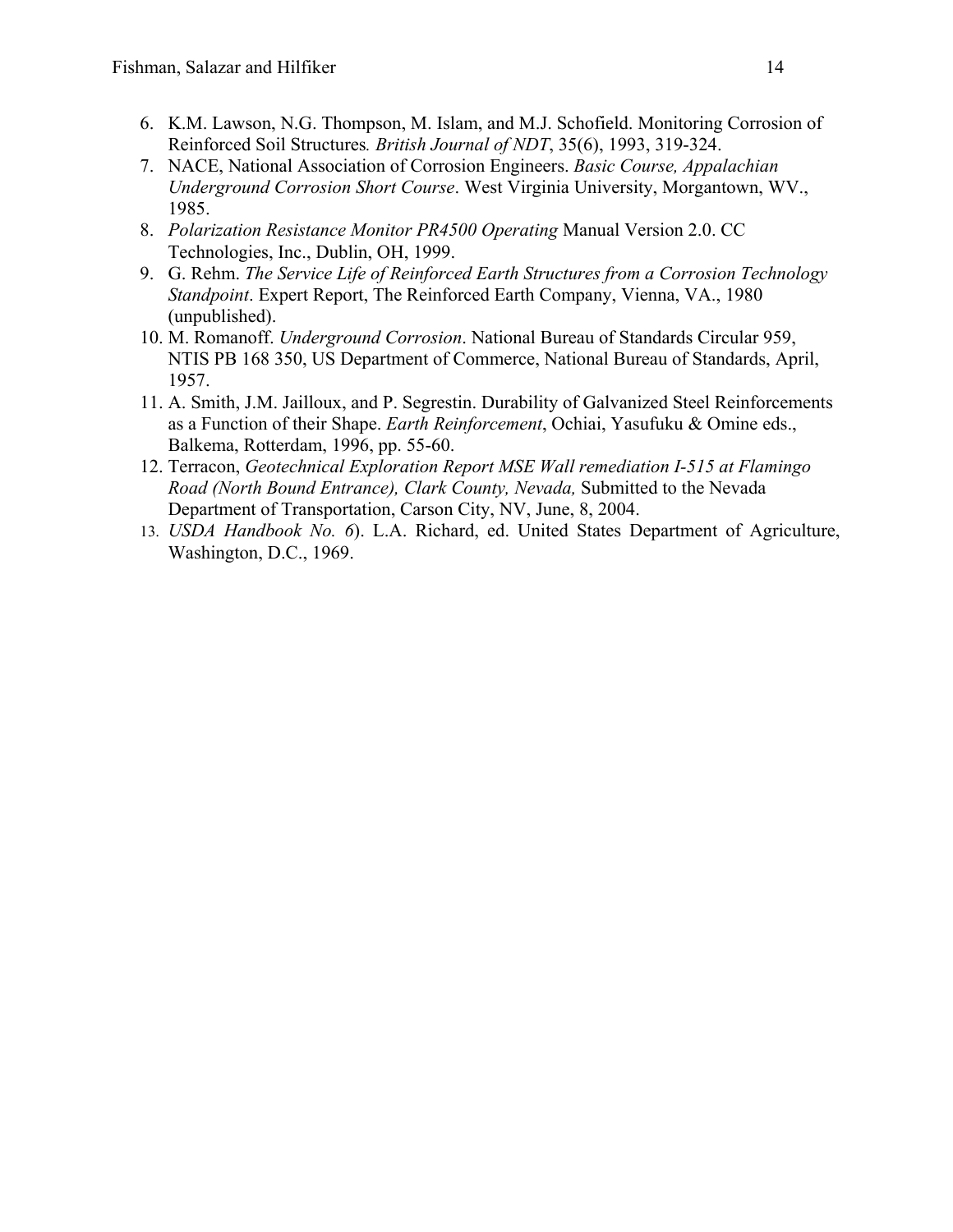6. K.M. Lawson, N.G. Thompson, M. Islam, and M.J. Schofield. Monitoring Corrosion of Reinforced Soil Structures*.* *British Journal of NDT*, 35(6), 1993, 319-324.
7. NACE, National Association of Corrosion Engineers. *Basic Course, Appalachian Underground Corrosion Short Course*. West Virginia University, Morgantown, WV., 1985.
8. *Polarization Resistance Monitor PR4500 Operating* Manual Version 2.0. CC Technologies, Inc., Dublin, OH, 1999.
9. G. Rehm. *The Service Life of Reinforced Earth Structures from a Corrosion Technology Standpoint*. Expert Report, The Reinforced Earth Company, Vienna, VA., 1980 (unpublished).
10. M. Romanoff. *Underground Corrosion*. National Bureau of Standards Circular 959, NTIS PB 168 350, US Department of Commerce, National Bureau of Standards, April, 1957.
11. A. Smith, J.M. Jailloux, and P. Segrestin. Durability of Galvanized Steel Reinforcements as a Function of their Shape. *Earth Reinforcement*, Ochiai, Yasufuku & Omine eds., Balkema, Rotterdam, 1996, pp. 55-60.
12. Terracon, *Geotechnical Exploration Report MSE Wall remediation I-515 at Flamingo Road (North Bound Entrance), Clark County, Nevada,* Submitted to the Nevada Department of Transportation, Carson City, NV, June, 8, 2004.
13. *USDA Handbook No. 6*). L.A. Richard, ed. United States Department of Agriculture, Washington, D.C., 1969.